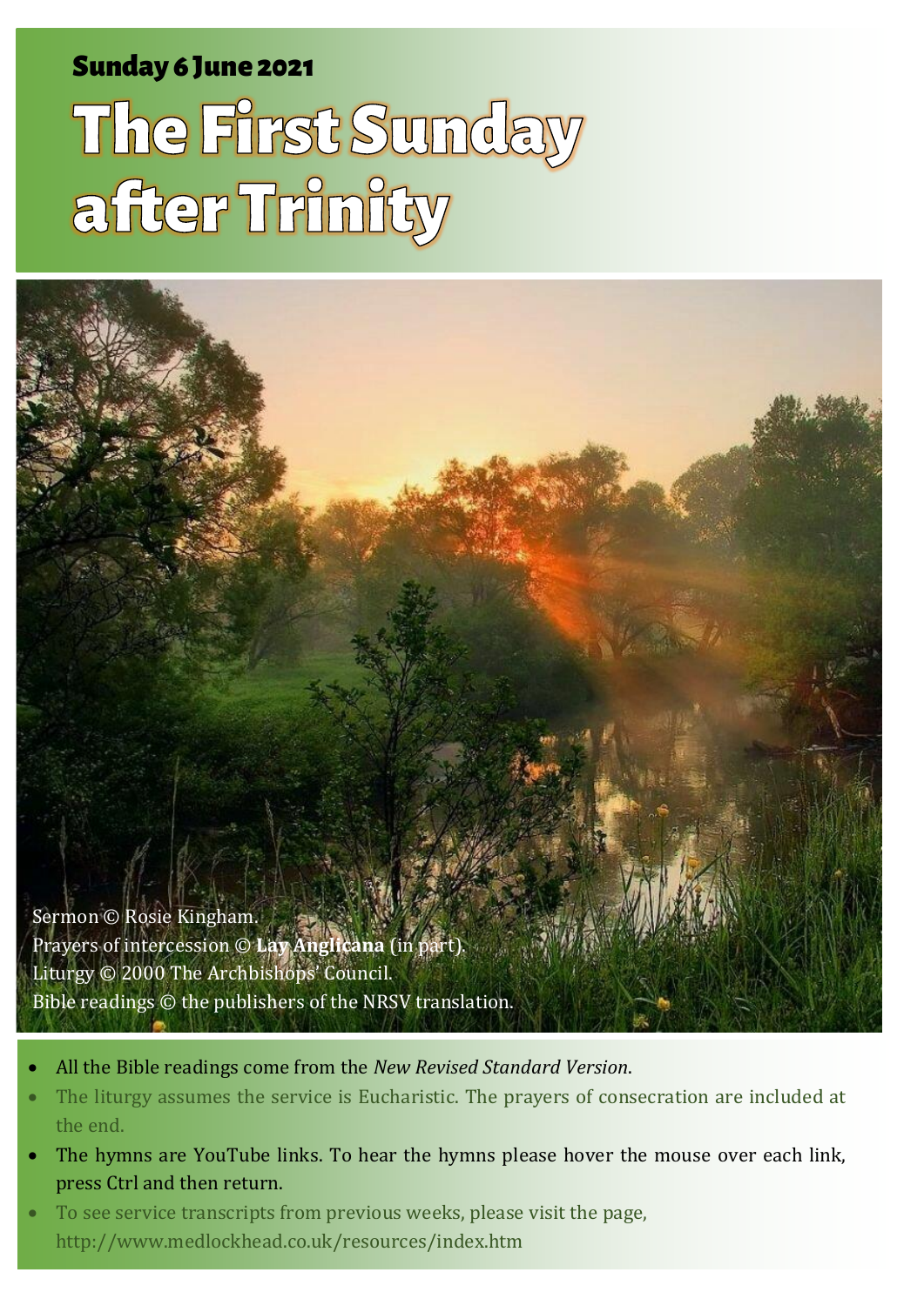**Sunday 6 June 2021**

# The First Sunday after Trinity

Sermon © Rosie Kingham.
Prayers of intercession © **Lay Anglicana** (in part).
Liturgy © 2000 The Archbishops' Council.
Bible readings © the publishers of the NRSV translation.

- All the Bible readings come from the *New Revised Standard Version*.
- The liturgy assumes the service is Eucharistic. The prayers of consecration are included at the end.
- The hymns are YouTube links. To hear the hymns please hover the mouse over each link, press Ctrl and then return.
- To see service transcripts from previous weeks, please visit the page, http://www.medlockhead.co.uk/resources/index.htm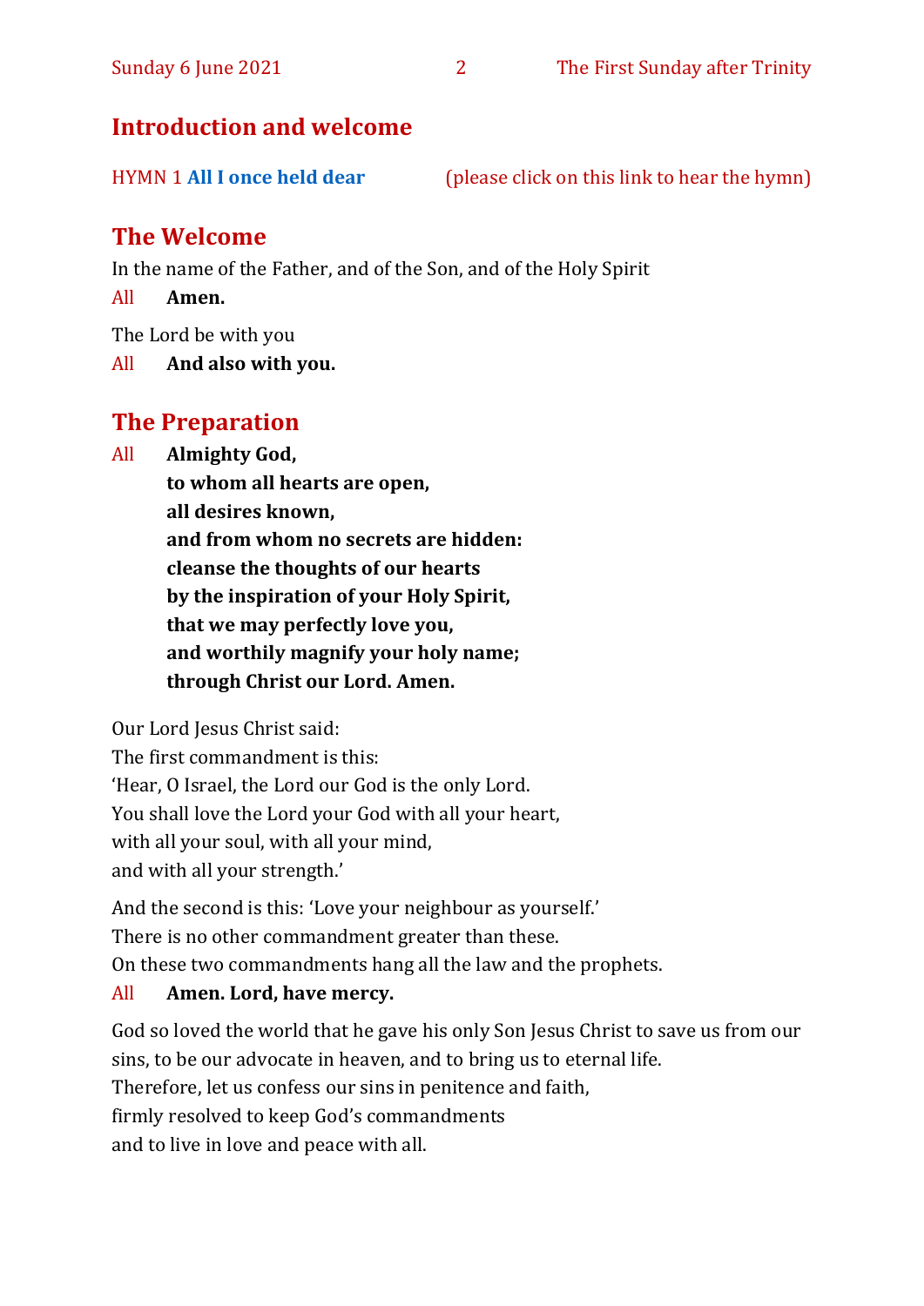## Introduction and welcome

HYMN 1 **All I once held dear** (please click on this link to hear the hymn)

## The Welcome

In the name of the Father, and of the Son, and of the Holy Spirit

All **Amen.**

The Lord be with you

All **And also with you.**

## The Preparation

All **Almighty God,**
**to whom all hearts are open,**
**all desires known,**
**and from whom no secrets are hidden:**
**cleanse the thoughts of our hearts**
**by the inspiration of your Holy Spirit,**
**that we may perfectly love you,**
**and worthily magnify your holy name;**
**through Christ our Lord. Amen.**

Our Lord Jesus Christ said:
The first commandment is this:
'Hear, O Israel, the Lord our God is the only Lord.
You shall love the Lord your God with all your heart,
with all your soul, with all your mind,
and with all your strength.'

And the second is this: 'Love your neighbour as yourself.'
There is no other commandment greater than these.
On these two commandments hang all the law and the prophets.

All **Amen. Lord, have mercy.**

God so loved the world that he gave his only Son Jesus Christ to save us from our sins, to be our advocate in heaven, and to bring us to eternal life.
Therefore, let us confess our sins in penitence and faith,
firmly resolved to keep God's commandments
and to live in love and peace with all.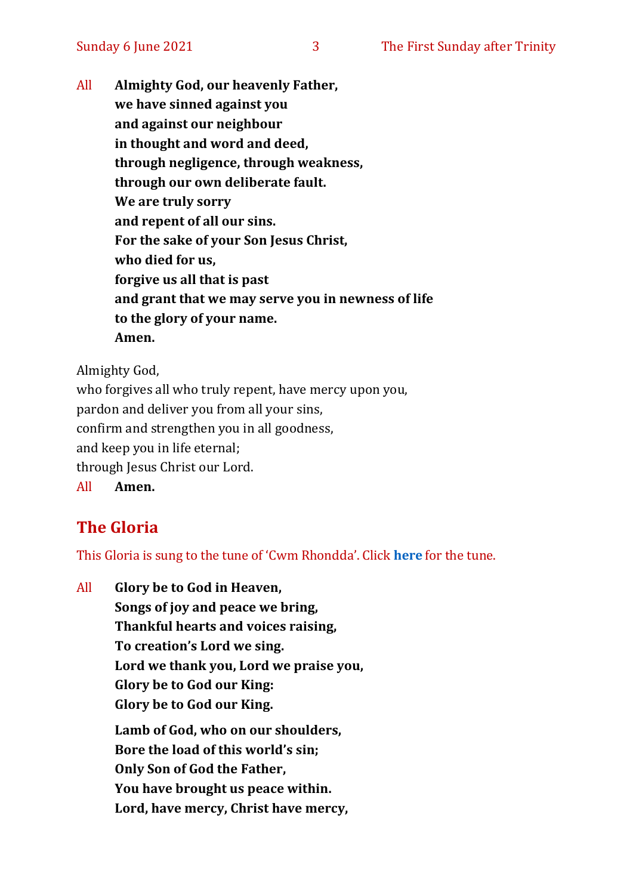All **Almighty God, our heavenly Father,**
**we have sinned against you**
**and against our neighbour**
**in thought and word and deed,**
**through negligence, through weakness,**
**through our own deliberate fault.**
**We are truly sorry**
**and repent of all our sins.**
**For the sake of your Son Jesus Christ,**
**who died for us,**
**forgive us all that is past**
**and grant that we may serve you in newness of life**
**to the glory of your name.**
**Amen.**

Almighty God,
who forgives all who truly repent, have mercy upon you,
pardon and deliver you from all your sins,
confirm and strengthen you in all goodness,
and keep you in life eternal;
through Jesus Christ our Lord.
All **Amen.**

## The Gloria

This Gloria is sung to the tune of 'Cwm Rhondda'. Click **here** for the tune.

All **Glory be to God in Heaven,**
**Songs of joy and peace we bring,**
**Thankful hearts and voices raising,**
**To creation's Lord we sing.**
**Lord we thank you, Lord we praise you,**
**Glory be to God our King:**
**Glory be to God our King.**

**Lamb of God, who on our shoulders,**
**Bore the load of this world's sin;**
**Only Son of God the Father,**
**You have brought us peace within.**
**Lord, have mercy, Christ have mercy,**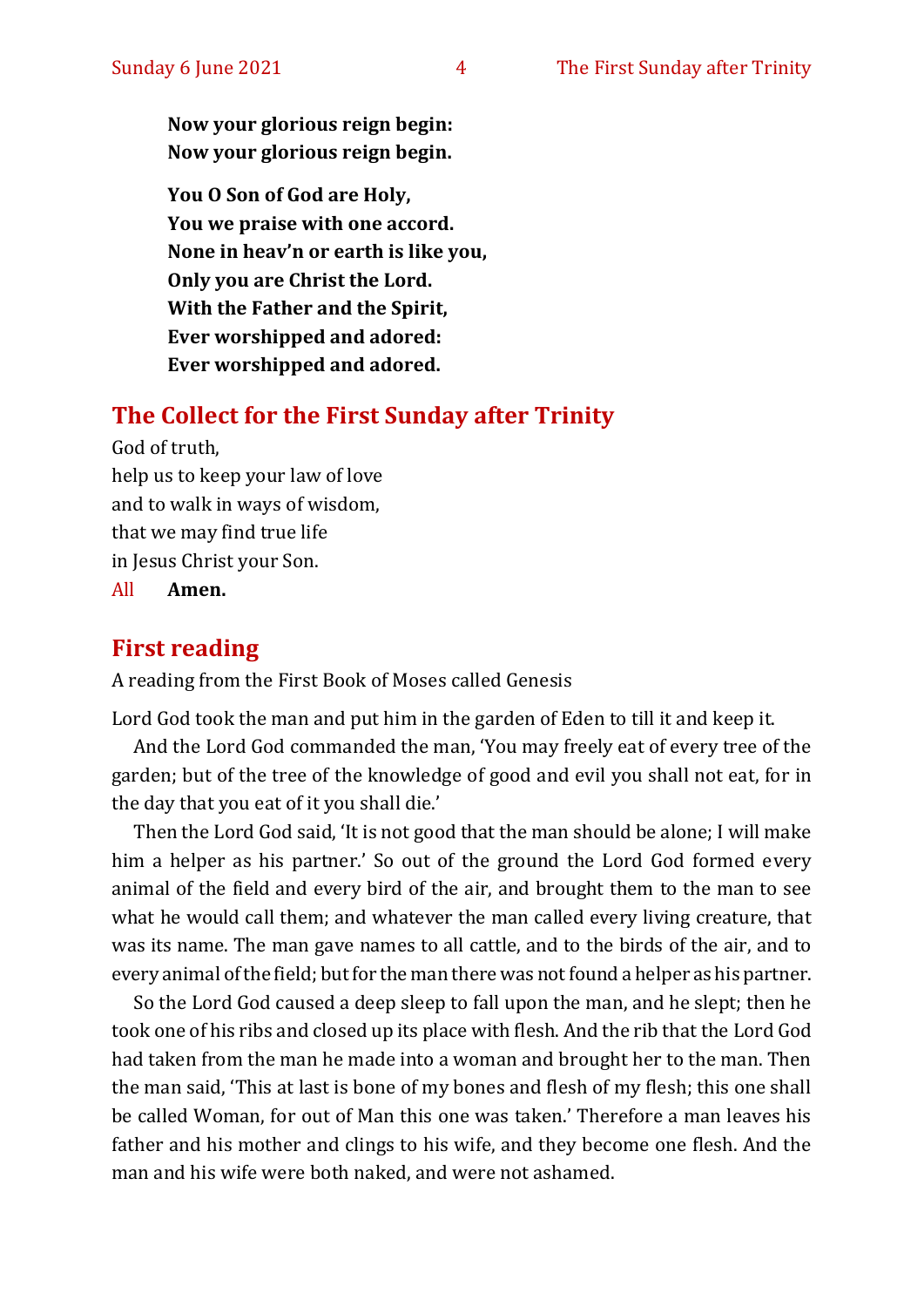**Now your glorious reign begin:**
**Now your glorious reign begin.**

**You O Son of God are Holy,**
**You we praise with one accord.**
**None in heav'n or earth is like you,**
**Only you are Christ the Lord.**
**With the Father and the Spirit,**
**Ever worshipped and adored:**
**Ever worshipped and adored.**

## The Collect for the First Sunday after Trinity

God of truth,
help us to keep your law of love
and to walk in ways of wisdom,
that we may find true life
in Jesus Christ your Son.
All **Amen.**

## First reading

A reading from the First Book of Moses called Genesis

Lord God took the man and put him in the garden of Eden to till it and keep it.

And the Lord God commanded the man, 'You may freely eat of every tree of the garden; but of the tree of the knowledge of good and evil you shall not eat, for in the day that you eat of it you shall die.'

Then the Lord God said, 'It is not good that the man should be alone; I will make him a helper as his partner.' So out of the ground the Lord God formed every animal of the field and every bird of the air, and brought them to the man to see what he would call them; and whatever the man called every living creature, that was its name. The man gave names to all cattle, and to the birds of the air, and to every animal of the field; but for the man there was not found a helper as his partner.

So the Lord God caused a deep sleep to fall upon the man, and he slept; then he took one of his ribs and closed up its place with flesh. And the rib that the Lord God had taken from the man he made into a woman and brought her to the man. Then the man said, 'This at last is bone of my bones and flesh of my flesh; this one shall be called Woman, for out of Man this one was taken.' Therefore a man leaves his father and his mother and clings to his wife, and they become one flesh. And the man and his wife were both naked, and were not ashamed.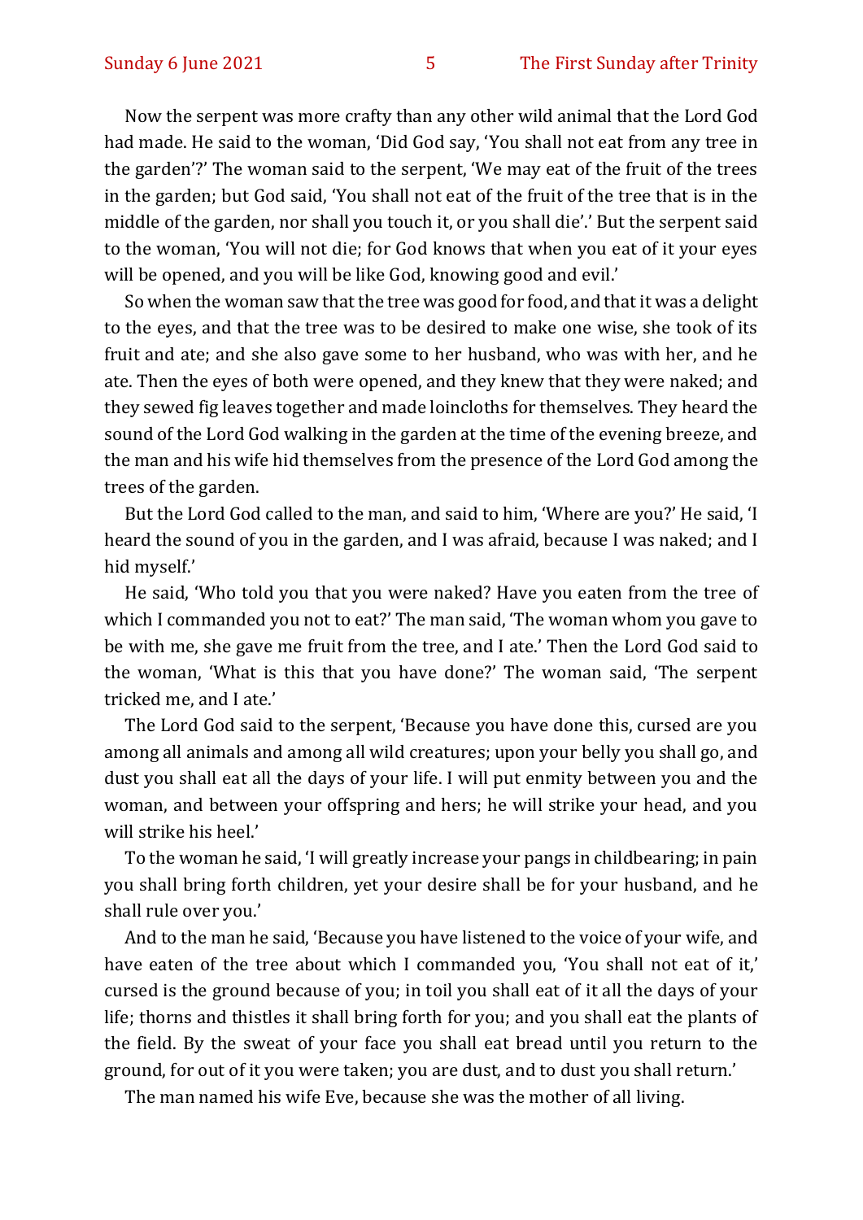Now the serpent was more crafty than any other wild animal that the Lord God had made. He said to the woman, 'Did God say, 'You shall not eat from any tree in the garden'?' The woman said to the serpent, 'We may eat of the fruit of the trees in the garden; but God said, 'You shall not eat of the fruit of the tree that is in the middle of the garden, nor shall you touch it, or you shall die'.' But the serpent said to the woman, 'You will not die; for God knows that when you eat of it your eyes will be opened, and you will be like God, knowing good and evil.'

So when the woman saw that the tree was good for food, and that it was a delight to the eyes, and that the tree was to be desired to make one wise, she took of its fruit and ate; and she also gave some to her husband, who was with her, and he ate. Then the eyes of both were opened, and they knew that they were naked; and they sewed fig leaves together and made loincloths for themselves. They heard the sound of the Lord God walking in the garden at the time of the evening breeze, and the man and his wife hid themselves from the presence of the Lord God among the trees of the garden.

But the Lord God called to the man, and said to him, 'Where are you?' He said, 'I heard the sound of you in the garden, and I was afraid, because I was naked; and I hid myself.'

He said, 'Who told you that you were naked? Have you eaten from the tree of which I commanded you not to eat?' The man said, 'The woman whom you gave to be with me, she gave me fruit from the tree, and I ate.' Then the Lord God said to the woman, 'What is this that you have done?' The woman said, 'The serpent tricked me, and I ate.'

The Lord God said to the serpent, 'Because you have done this, cursed are you among all animals and among all wild creatures; upon your belly you shall go, and dust you shall eat all the days of your life. I will put enmity between you and the woman, and between your offspring and hers; he will strike your head, and you will strike his heel.'

To the woman he said, 'I will greatly increase your pangs in childbearing; in pain you shall bring forth children, yet your desire shall be for your husband, and he shall rule over you.'

And to the man he said, 'Because you have listened to the voice of your wife, and have eaten of the tree about which I commanded you, 'You shall not eat of it,' cursed is the ground because of you; in toil you shall eat of it all the days of your life; thorns and thistles it shall bring forth for you; and you shall eat the plants of the field. By the sweat of your face you shall eat bread until you return to the ground, for out of it you were taken; you are dust, and to dust you shall return.'

The man named his wife Eve, because she was the mother of all living.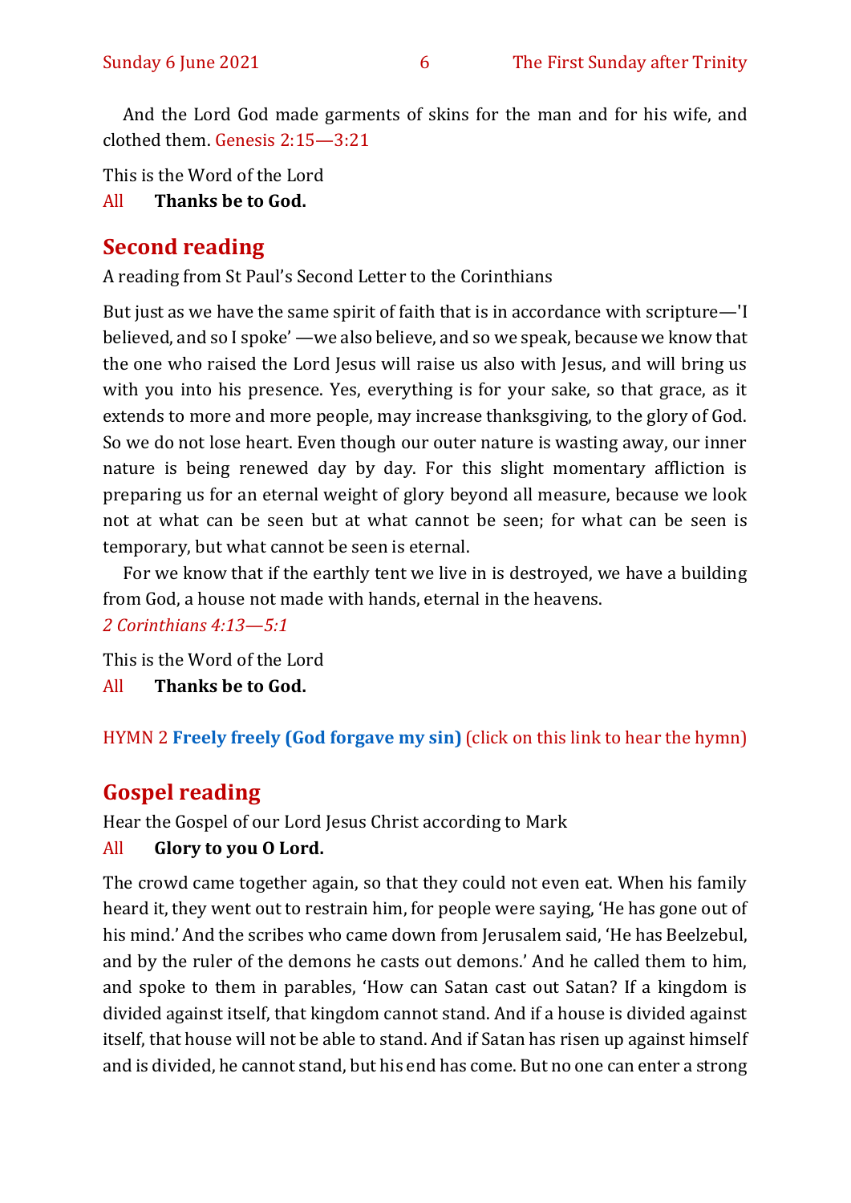And the Lord God made garments of skins for the man and for his wife, and clothed them. Genesis 2:15—3:21

This is the Word of the Lord
All **Thanks be to God.**

## Second reading

A reading from St Paul's Second Letter to the Corinthians

But just as we have the same spirit of faith that is in accordance with scripture—'I believed, and so I spoke' —we also believe, and so we speak, because we know that the one who raised the Lord Jesus will raise us also with Jesus, and will bring us with you into his presence. Yes, everything is for your sake, so that grace, as it extends to more and more people, may increase thanksgiving, to the glory of God. So we do not lose heart. Even though our outer nature is wasting away, our inner nature is being renewed day by day. For this slight momentary affliction is preparing us for an eternal weight of glory beyond all measure, because we look not at what can be seen but at what cannot be seen; for what can be seen is temporary, but what cannot be seen is eternal.

For we know that if the earthly tent we live in is destroyed, we have a building from God, a house not made with hands, eternal in the heavens.
*2 Corinthians 4:13—5:1*

This is the Word of the Lord
All **Thanks be to God.**

HYMN 2 **Freely freely (God forgave my sin)** (click on this link to hear the hymn)

## Gospel reading

Hear the Gospel of our Lord Jesus Christ according to Mark
All **Glory to you O Lord.**

The crowd came together again, so that they could not even eat. When his family heard it, they went out to restrain him, for people were saying, 'He has gone out of his mind.' And the scribes who came down from Jerusalem said, 'He has Beelzebul, and by the ruler of the demons he casts out demons.' And he called them to him, and spoke to them in parables, 'How can Satan cast out Satan? If a kingdom is divided against itself, that kingdom cannot stand. And if a house is divided against itself, that house will not be able to stand. And if Satan has risen up against himself and is divided, he cannot stand, but his end has come. But no one can enter a strong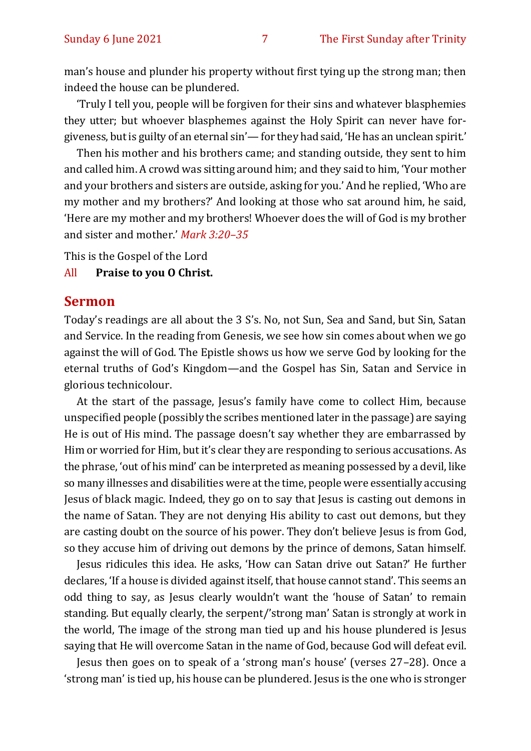man's house and plunder his property without first tying up the strong man; then indeed the house can be plundered.

'Truly I tell you, people will be forgiven for their sins and whatever blasphemies they utter; but whoever blasphemes against the Holy Spirit can never have forgiveness, but is guilty of an eternal sin'— for they had said, 'He has an unclean spirit.'

Then his mother and his brothers came; and standing outside, they sent to him and called him. A crowd was sitting around him; and they said to him, 'Your mother and your brothers and sisters are outside, asking for you.' And he replied, 'Who are my mother and my brothers?' And looking at those who sat around him, he said, 'Here are my mother and my brothers! Whoever does the will of God is my brother and sister and mother.' *Mark 3:20–35*

This is the Gospel of the Lord

All **Praise to you O Christ.**

## Sermon

Today's readings are all about the 3 S's. No, not Sun, Sea and Sand, but Sin, Satan and Service. In the reading from Genesis, we see how sin comes about when we go against the will of God. The Epistle shows us how we serve God by looking for the eternal truths of God's Kingdom—and the Gospel has Sin, Satan and Service in glorious technicolour.

At the start of the passage, Jesus's family have come to collect Him, because unspecified people (possibly the scribes mentioned later in the passage) are saying He is out of His mind. The passage doesn't say whether they are embarrassed by Him or worried for Him, but it's clear they are responding to serious accusations. As the phrase, 'out of his mind' can be interpreted as meaning possessed by a devil, like so many illnesses and disabilities were at the time, people were essentially accusing Jesus of black magic. Indeed, they go on to say that Jesus is casting out demons in the name of Satan. They are not denying His ability to cast out demons, but they are casting doubt on the source of his power. They don't believe Jesus is from God, so they accuse him of driving out demons by the prince of demons, Satan himself.

Jesus ridicules this idea. He asks, 'How can Satan drive out Satan?' He further declares, 'If a house is divided against itself, that house cannot stand'. This seems an odd thing to say, as Jesus clearly wouldn't want the 'house of Satan' to remain standing. But equally clearly, the serpent/'strong man' Satan is strongly at work in the world, The image of the strong man tied up and his house plundered is Jesus saying that He will overcome Satan in the name of God, because God will defeat evil.

Jesus then goes on to speak of a 'strong man's house' (verses 27–28). Once a 'strong man' is tied up, his house can be plundered. Jesus is the one who is stronger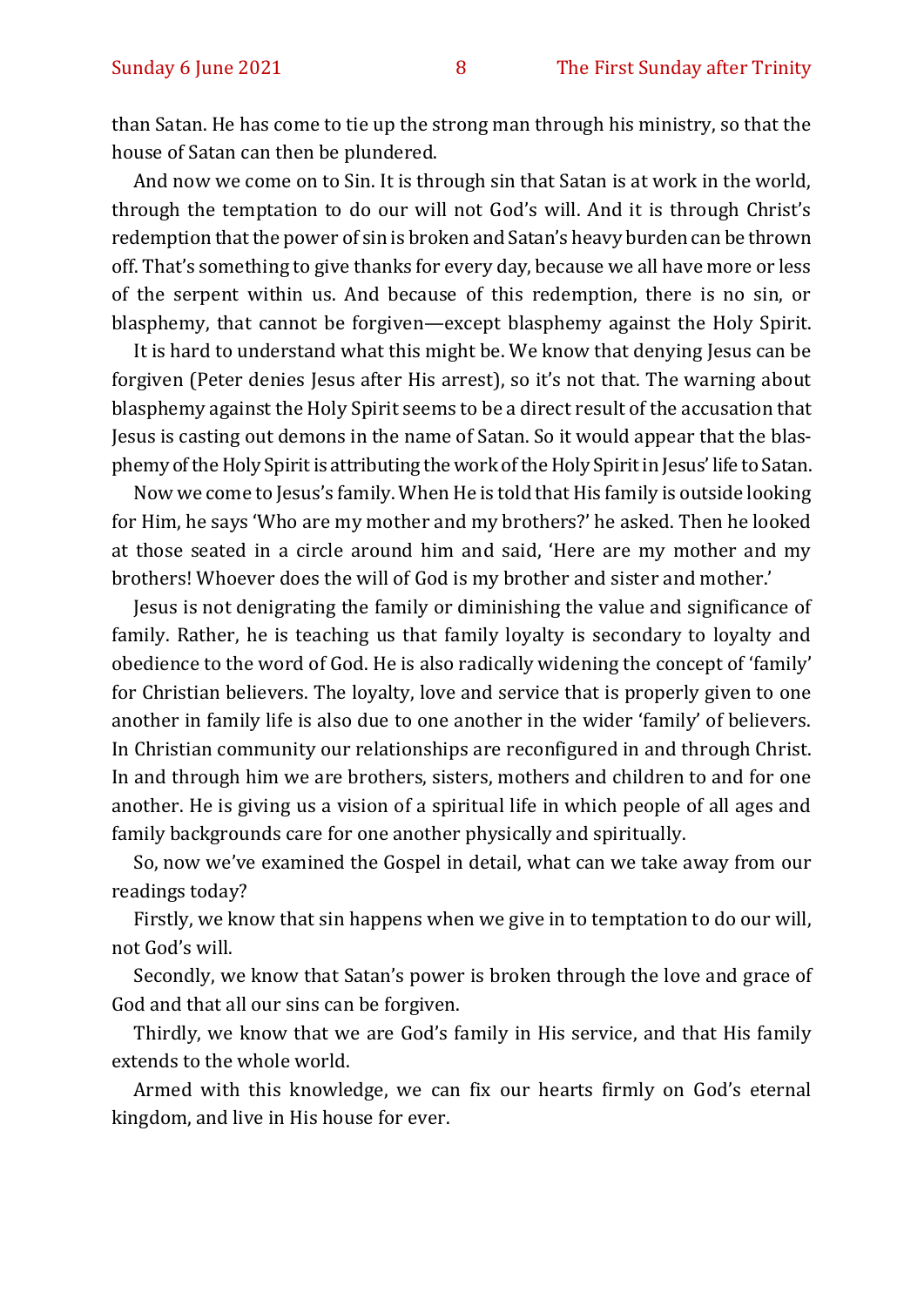than Satan. He has come to tie up the strong man through his ministry, so that the house of Satan can then be plundered.

And now we come on to Sin. It is through sin that Satan is at work in the world, through the temptation to do our will not God's will. And it is through Christ's redemption that the power of sin is broken and Satan's heavy burden can be thrown off. That's something to give thanks for every day, because we all have more or less of the serpent within us. And because of this redemption, there is no sin, or blasphemy, that cannot be forgiven—except blasphemy against the Holy Spirit.

It is hard to understand what this might be. We know that denying Jesus can be forgiven (Peter denies Jesus after His arrest), so it's not that. The warning about blasphemy against the Holy Spirit seems to be a direct result of the accusation that Jesus is casting out demons in the name of Satan. So it would appear that the blasphemy of the Holy Spirit is attributing the work of the Holy Spirit in Jesus' life to Satan.

Now we come to Jesus's family. When He is told that His family is outside looking for Him, he says 'Who are my mother and my brothers?' he asked. Then he looked at those seated in a circle around him and said, 'Here are my mother and my brothers! Whoever does the will of God is my brother and sister and mother.'

Jesus is not denigrating the family or diminishing the value and significance of family. Rather, he is teaching us that family loyalty is secondary to loyalty and obedience to the word of God. He is also radically widening the concept of 'family' for Christian believers. The loyalty, love and service that is properly given to one another in family life is also due to one another in the wider 'family' of believers. In Christian community our relationships are reconfigured in and through Christ. In and through him we are brothers, sisters, mothers and children to and for one another. He is giving us a vision of a spiritual life in which people of all ages and family backgrounds care for one another physically and spiritually.

So, now we've examined the Gospel in detail, what can we take away from our readings today?

Firstly, we know that sin happens when we give in to temptation to do our will, not God's will.

Secondly, we know that Satan's power is broken through the love and grace of God and that all our sins can be forgiven.

Thirdly, we know that we are God's family in His service, and that His family extends to the whole world.

Armed with this knowledge, we can fix our hearts firmly on God's eternal kingdom, and live in His house for ever.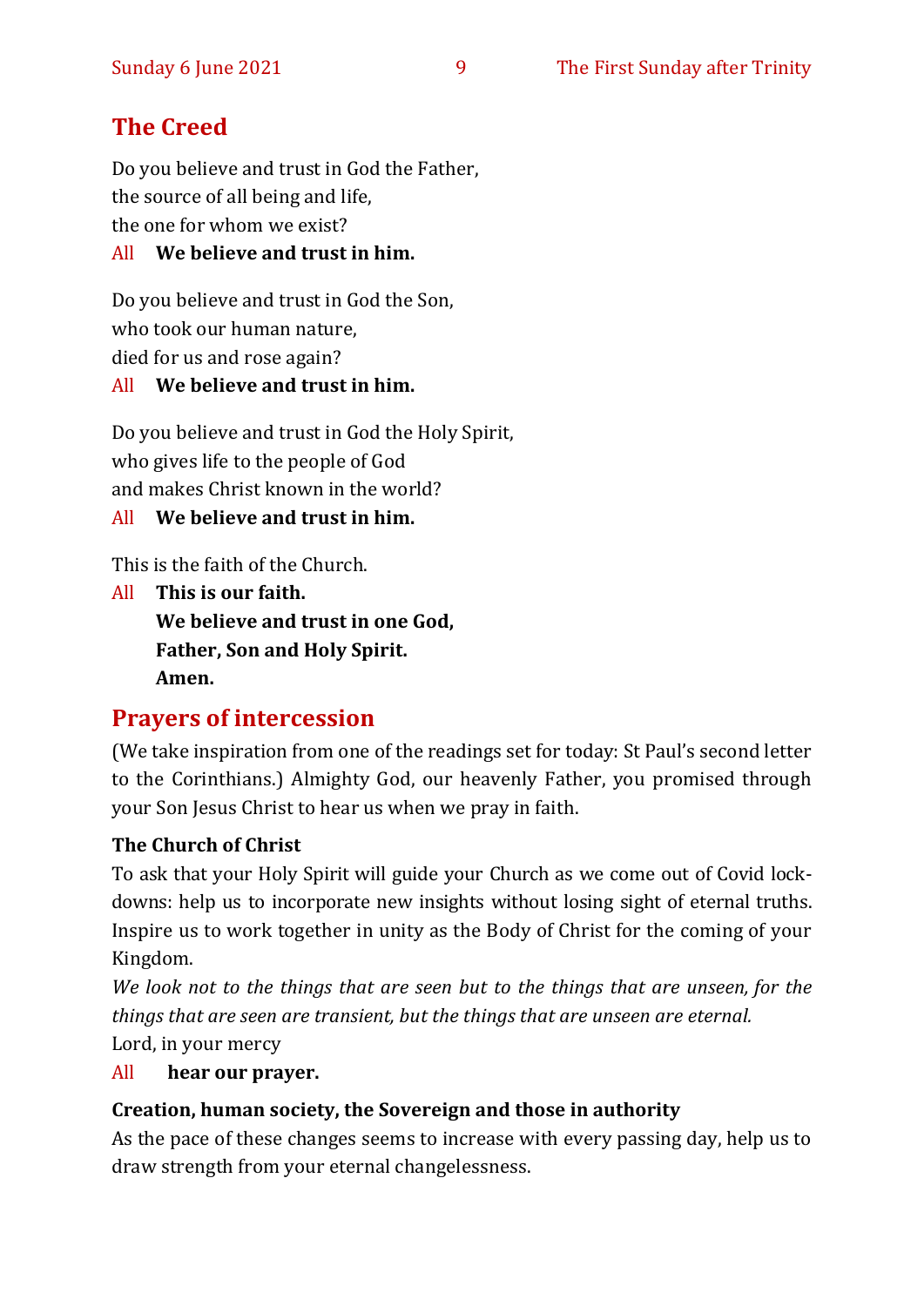## The Creed

Do you believe and trust in God the Father,
the source of all being and life,
the one for whom we exist?

All **We believe and trust in him.**

Do you believe and trust in God the Son,
who took our human nature,
died for us and rose again?

All **We believe and trust in him.**

Do you believe and trust in God the Holy Spirit,
who gives life to the people of God
and makes Christ known in the world?

All **We believe and trust in him.**

This is the faith of the Church.

All **This is our faith.**
**We believe and trust in one God,**
**Father, Son and Holy Spirit.**
**Amen.**

## Prayers of intercession

(We take inspiration from one of the readings set for today: St Paul's second letter to the Corinthians.) Almighty God, our heavenly Father, you promised through your Son Jesus Christ to hear us when we pray in faith.

**The Church of Christ**

To ask that your Holy Spirit will guide your Church as we come out of Covid lock-downs: help us to incorporate new insights without losing sight of eternal truths. Inspire us to work together in unity as the Body of Christ for the coming of your Kingdom.

*We look not to the things that are seen but to the things that are unseen, for the things that are seen are transient, but the things that are unseen are eternal.*

Lord, in your mercy

All **hear our prayer.**

**Creation, human society, the Sovereign and those in authority**

As the pace of these changes seems to increase with every passing day, help us to draw strength from your eternal changelessness.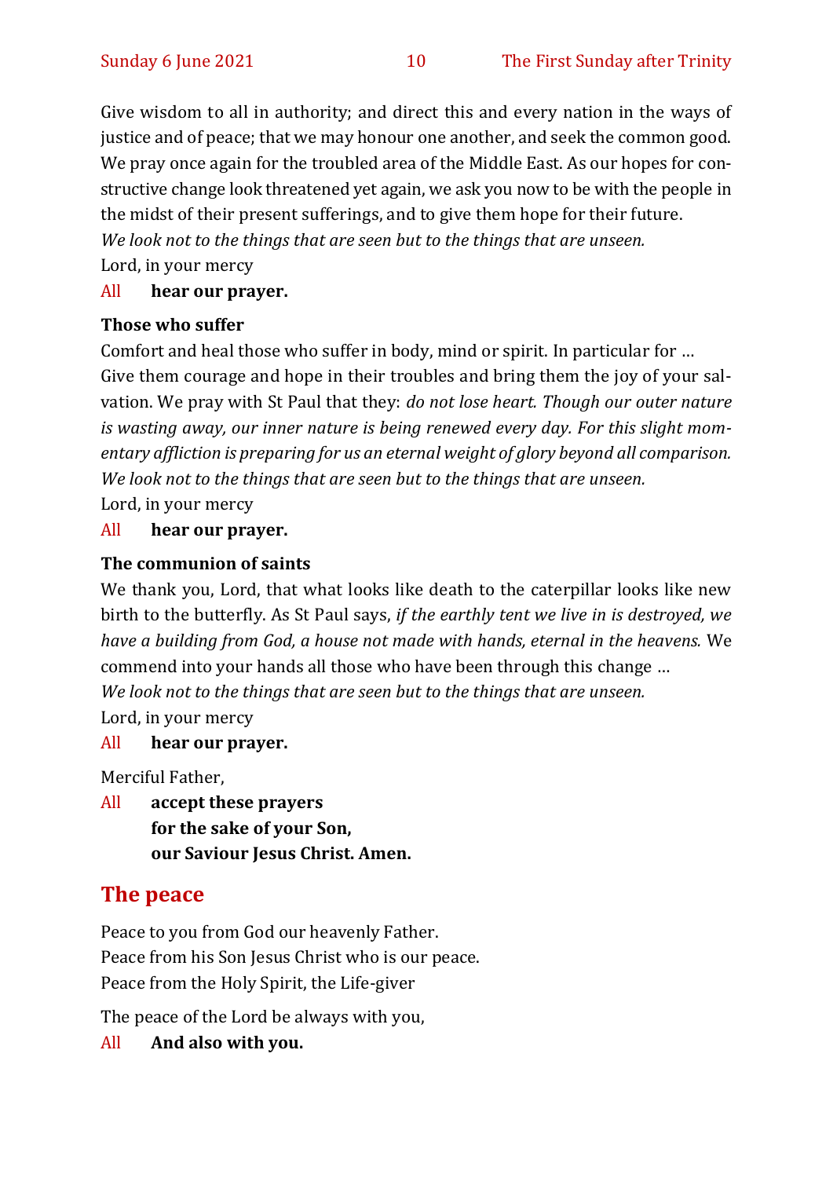Give wisdom to all in authority; and direct this and every nation in the ways of justice and of peace; that we may honour one another, and seek the common good. We pray once again for the troubled area of the Middle East. As our hopes for constructive change look threatened yet again, we ask you now to be with the people in the midst of their present sufferings, and to give them hope for their future.
*We look not to the things that are seen but to the things that are unseen.*
Lord, in your mercy

All **hear our prayer.**

**Those who suffer**

Comfort and heal those who suffer in body, mind or spirit. In particular for …
Give them courage and hope in their troubles and bring them the joy of your salvation. We pray with St Paul that they: *do not lose heart. Though our outer nature is wasting away, our inner nature is being renewed every day. For this slight momentary affliction is preparing for us an eternal weight of glory beyond all comparison. We look not to the things that are seen but to the things that are unseen.*
Lord, in your mercy

All **hear our prayer.**

**The communion of saints**

We thank you, Lord, that what looks like death to the caterpillar looks like new birth to the butterfly. As St Paul says, *if the earthly tent we live in is destroyed, we have a building from God, a house not made with hands, eternal in the heavens.* We commend into your hands all those who have been through this change …
*We look not to the things that are seen but to the things that are unseen.*
Lord, in your mercy

All **hear our prayer.**

Merciful Father,

All **accept these prayers**
**for the sake of your Son,**
**our Saviour Jesus Christ. Amen.**

## The peace

Peace to you from God our heavenly Father.
Peace from his Son Jesus Christ who is our peace.
Peace from the Holy Spirit, the Life-giver

The peace of the Lord be always with you,

All **And also with you.**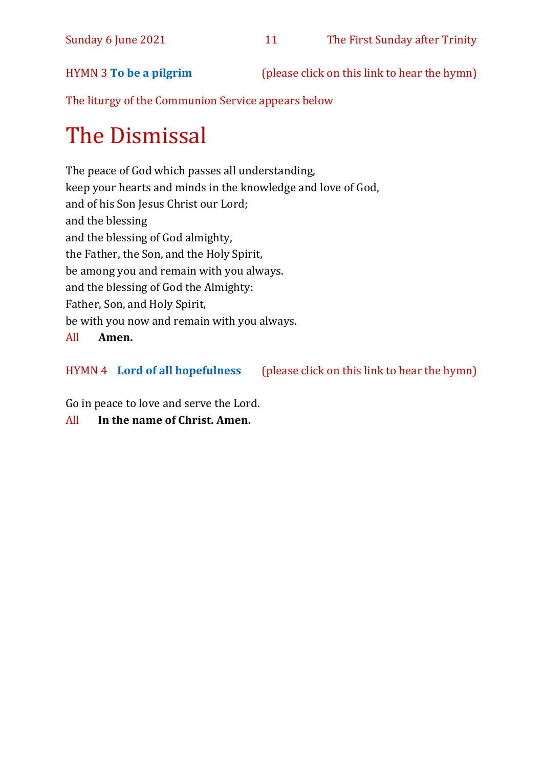HYMN 3 **To be a pilgrim** (please click on this link to hear the hymn)

The liturgy of the Communion Service appears below

# The Dismissal

The peace of God which passes all understanding,
keep your hearts and minds in the knowledge and love of God,
and of his Son Jesus Christ our Lord;
and the blessing
and the blessing of God almighty,
the Father, the Son, and the Holy Spirit,
be among you and remain with you always.
and the blessing of God the Almighty:
Father, Son, and Holy Spirit,
be with you now and remain with you always.

All **Amen.**

HYMN 4 **Lord of all hopefulness** (please click on this link to hear the hymn)

Go in peace to love and serve the Lord.

All **In the name of Christ. Amen.**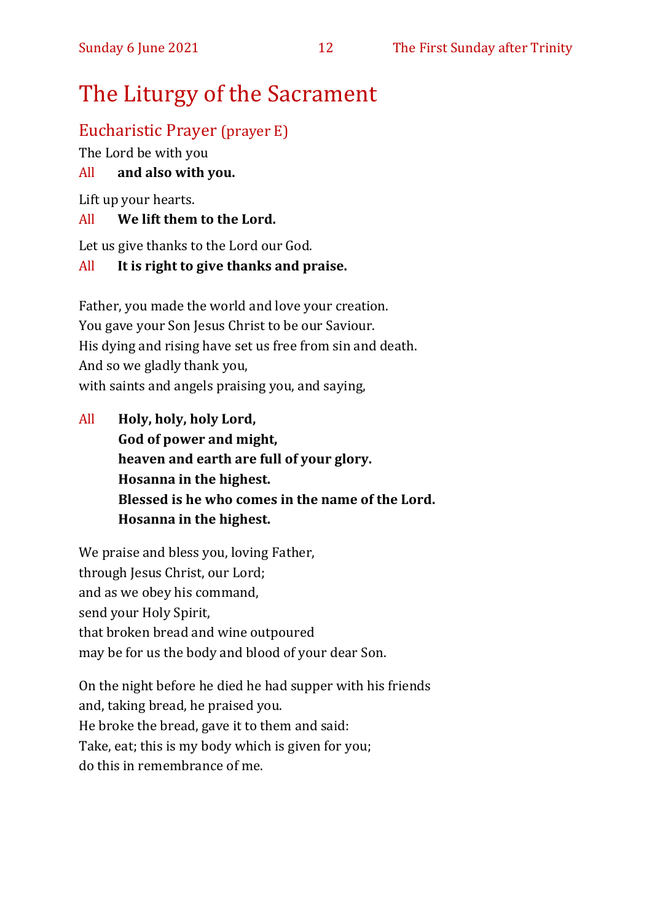# The Liturgy of the Sacrament

## Eucharistic Prayer (prayer E)

The Lord be with you

All **and also with you.**

Lift up your hearts.

All **We lift them to the Lord.**

Let us give thanks to the Lord our God.

All **It is right to give thanks and praise.**

Father, you made the world and love your creation.  
You gave your Son Jesus Christ to be our Saviour.  
His dying and rising have set us free from sin and death.  
And so we gladly thank you,  
with saints and angels praising you, and saying,

All **Holy, holy, holy Lord,**  
**God of power and might,**  
**heaven and earth are full of your glory.**  
**Hosanna in the highest.**  
**Blessed is he who comes in the name of the Lord.**  
**Hosanna in the highest.**

We praise and bless you, loving Father,  
through Jesus Christ, our Lord;  
and as we obey his command,  
send your Holy Spirit,  
that broken bread and wine outpoured  
may be for us the body and blood of your dear Son.

On the night before he died he had supper with his friends  
and, taking bread, he praised you.  
He broke the bread, gave it to them and said:  
Take, eat; this is my body which is given for you;  
do this in remembrance of me.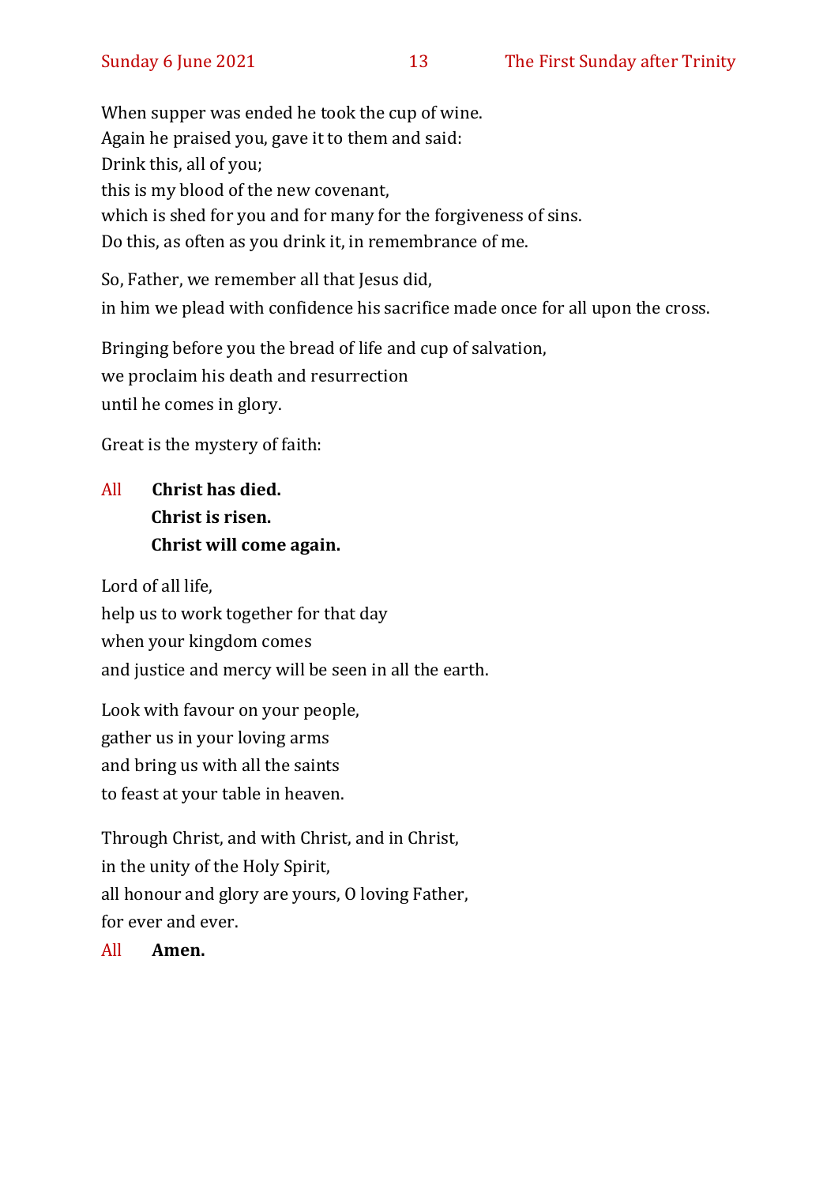When supper was ended he took the cup of wine.
Again he praised you, gave it to them and said:
Drink this, all of you;
this is my blood of the new covenant,
which is shed for you and for many for the forgiveness of sins.
Do this, as often as you drink it, in remembrance of me.

So, Father, we remember all that Jesus did,
in him we plead with confidence his sacrifice made once for all upon the cross.

Bringing before you the bread of life and cup of salvation,
we proclaim his death and resurrection
until he comes in glory.

Great is the mystery of faith:

All **Christ has died.**
**Christ is risen.**
**Christ will come again.**

Lord of all life,
help us to work together for that day
when your kingdom comes
and justice and mercy will be seen in all the earth.

Look with favour on your people,
gather us in your loving arms
and bring us with all the saints
to feast at your table in heaven.

Through Christ, and with Christ, and in Christ,
in the unity of the Holy Spirit,
all honour and glory are yours, O loving Father,
for ever and ever.

All **Amen.**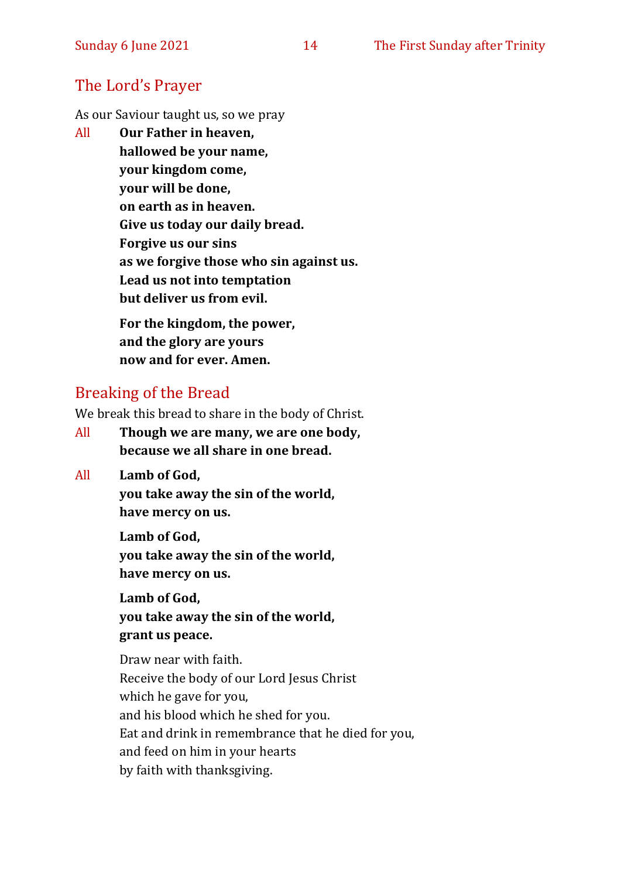## The Lord's Prayer

As our Saviour taught us, so we pray

All **Our Father in heaven,**
**hallowed be your name,**
**your kingdom come,**
**your will be done,**
**on earth as in heaven.**
**Give us today our daily bread.**
**Forgive us our sins**
**as we forgive those who sin against us.**
**Lead us not into temptation**
**but deliver us from evil.**

**For the kingdom, the power,**
**and the glory are yours**
**now and for ever. Amen.**

## Breaking of the Bread

We break this bread to share in the body of Christ.

All **Though we are many, we are one body,**
**because we all share in one bread.**

All **Lamb of God,**
**you take away the sin of the world,**
**have mercy on us.**

**Lamb of God,**
**you take away the sin of the world,**
**have mercy on us.**

**Lamb of God,**
**you take away the sin of the world,**
**grant us peace.**

Draw near with faith.
Receive the body of our Lord Jesus Christ
which he gave for you,
and his blood which he shed for you.
Eat and drink in remembrance that he died for you,
and feed on him in your hearts
by faith with thanksgiving.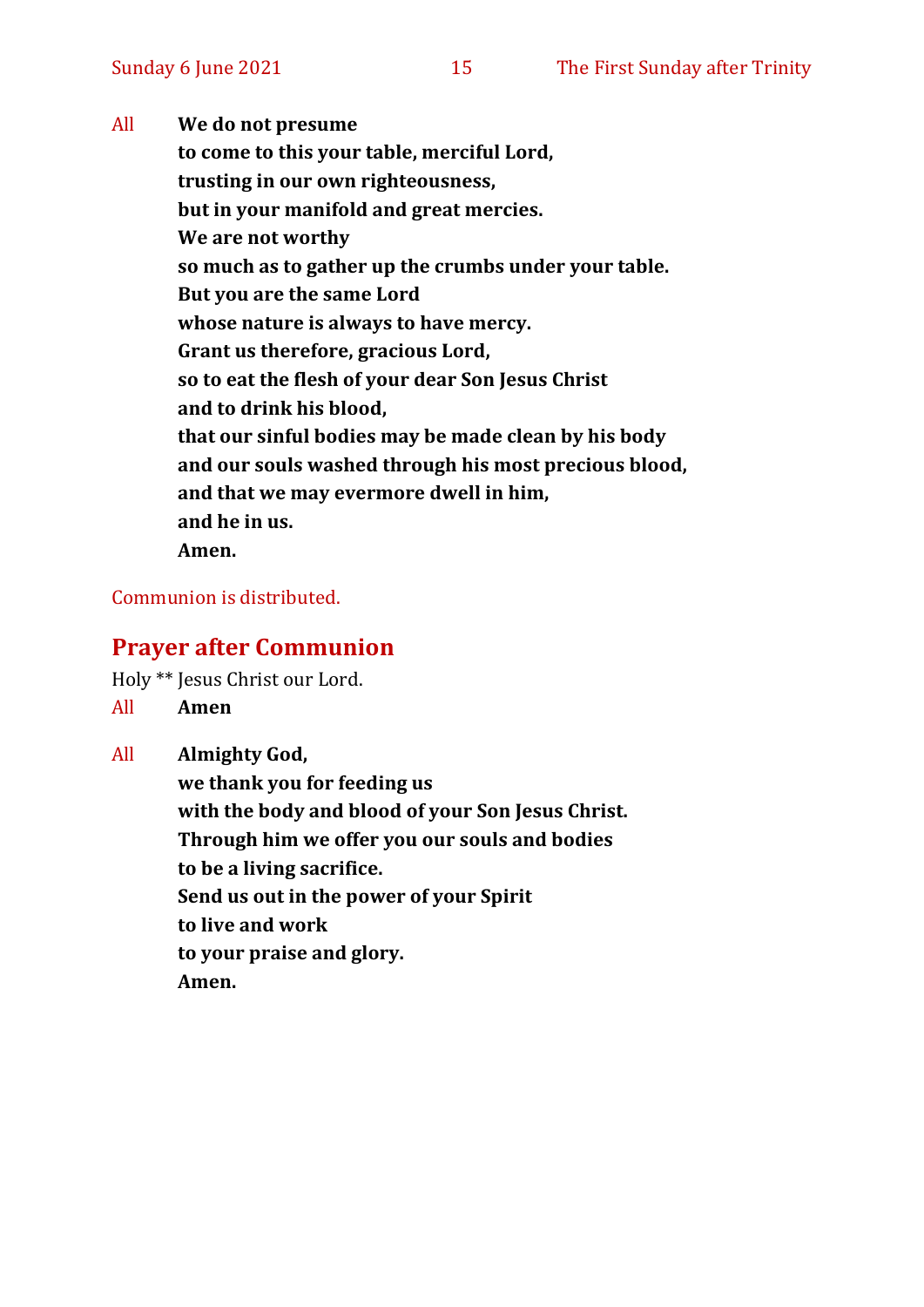All **We do not presume**
**to come to this your table, merciful Lord,**
**trusting in our own righteousness,**
**but in your manifold and great mercies.**
**We are not worthy**
**so much as to gather up the crumbs under your table.**
**But you are the same Lord**
**whose nature is always to have mercy.**
**Grant us therefore, gracious Lord,**
**so to eat the flesh of your dear Son Jesus Christ**
**and to drink his blood,**
**that our sinful bodies may be made clean by his body**
**and our souls washed through his most precious blood,**
**and that we may evermore dwell in him,**
**and he in us.**
**Amen.**

Communion is distributed.

## Prayer after Communion

Holy ** Jesus Christ our Lord.

All **Amen**

All **Almighty God,**
**we thank you for feeding us**
**with the body and blood of your Son Jesus Christ.**
**Through him we offer you our souls and bodies**
**to be a living sacrifice.**
**Send us out in the power of your Spirit**
**to live and work**
**to your praise and glory.**
**Amen.**